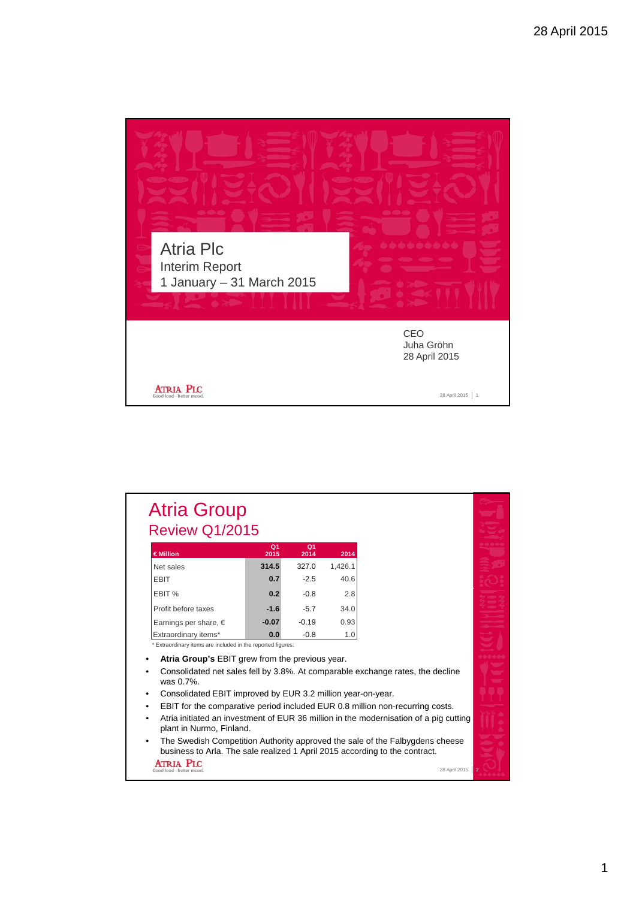# Atria Plc

Interim Report

1 January – 31 March 2015

CEO
Juha Gröhn
28 April 2015

## Atria Group

### Review Q1/2015

| € Million | Q1 2015 | Q1 2014 | 2014 |
|---|---|---|---|
| Net sales | **314.5** | 327.0 | 1,426.1 |
| EBIT | **0.7** | -2.5 | 40.6 |
| EBIT % | **0.2** | -0.8 | 2.8 |
| Profit before taxes | **-1.6** | -5.7 | 34.0 |
| Earnings per share, € | **-0.07** | -0.19 | 0.93 |
| Extraordinary items* | **0.0** | -0.8 | 1.0 |

\* Extraordinary items are included in the reported figures.

- **Atria Group's** EBIT grew from the previous year.
- Consolidated net sales fell by 3.8%. At comparable exchange rates, the decline was 0.7%.
- Consolidated EBIT improved by EUR 3.2 million year-on-year.
- EBIT for the comparative period included EUR 0.8 million non-recurring costs.
- Atria initiated an investment of EUR 36 million in the modernisation of a pig cutting plant in Nurmo, Finland.
- The Swedish Competition Authority approved the sale of the Falbygdens cheese business to Arla. The sale realized 1 April 2015 according to the contract.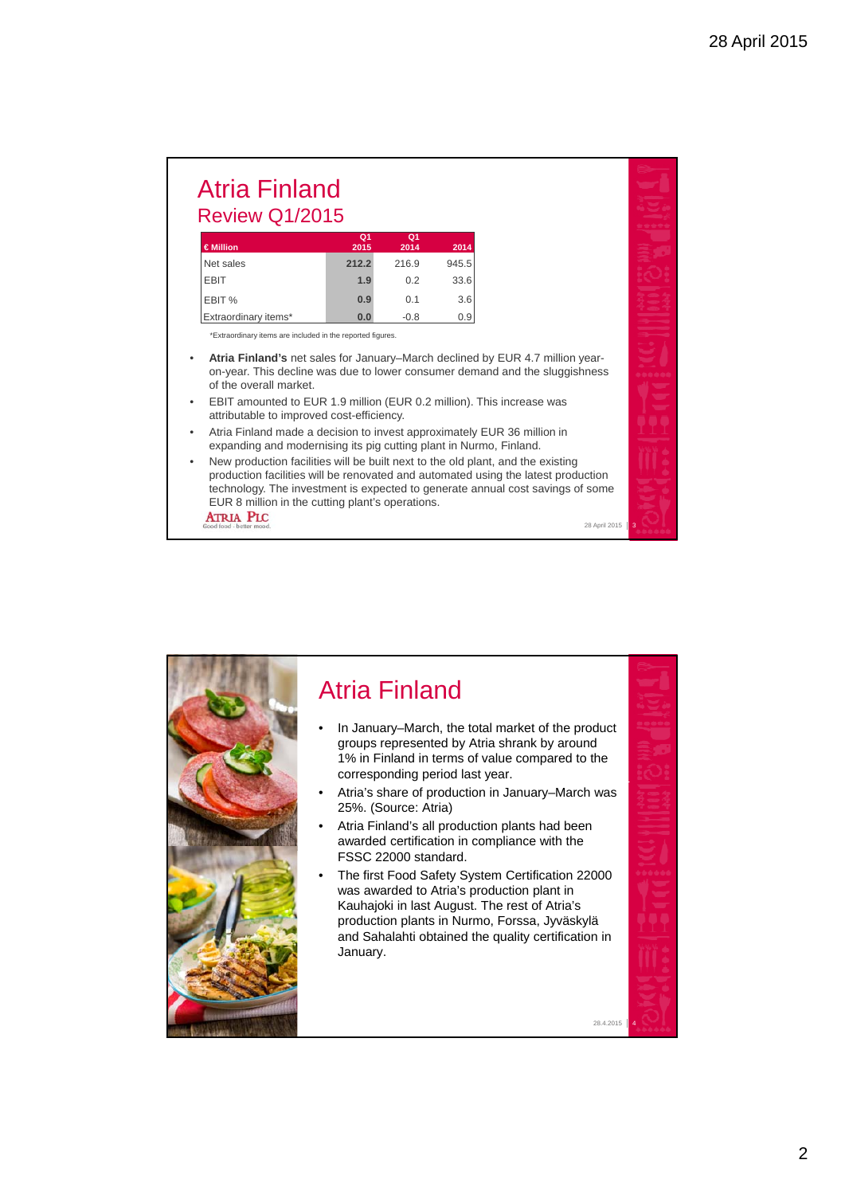# Atria Finland

## Review Q1/2015

| € Million | Q1 2015 | Q1 2014 | 2014 |
|---|---|---|---|
| Net sales | **212.2** | 216.9 | 945.5 |
| EBIT | **1.9** | 0.2 | 33.6 |
| EBIT % | **0.9** | 0.1 | 3.6 |
| Extraordinary items* | **0.0** | -0.8 | 0.9 |

*Extraordinary items are included in the reported figures.

- **Atria Finland's** net sales for January–March declined by EUR 4.7 million year-on-year. This decline was due to lower consumer demand and the sluggishness of the overall market.
- EBIT amounted to EUR 1.9 million (EUR 0.2 million). This increase was attributable to improved cost-efficiency.
- Atria Finland made a decision to invest approximately EUR 36 million in expanding and modernising its pig cutting plant in Nurmo, Finland.
- New production facilities will be built next to the old plant, and the existing production facilities will be renovated and automated using the latest production technology. The investment is expected to generate annual cost savings of some EUR 8 million in the cutting plant's operations.

# Atria Finland

- In January–March, the total market of the product groups represented by Atria shrank by around 1% in Finland in terms of value compared to the corresponding period last year.
- Atria's share of production in January–March was 25%. (Source: Atria)
- Atria Finland's all production plants had been awarded certification in compliance with the FSSC 22000 standard.
- The first Food Safety System Certification 22000 was awarded to Atria's production plant in Kauhajoki in last August. The rest of Atria's production plants in Nurmo, Forssa, Jyväskylä and Sahalahti obtained the quality certification in January.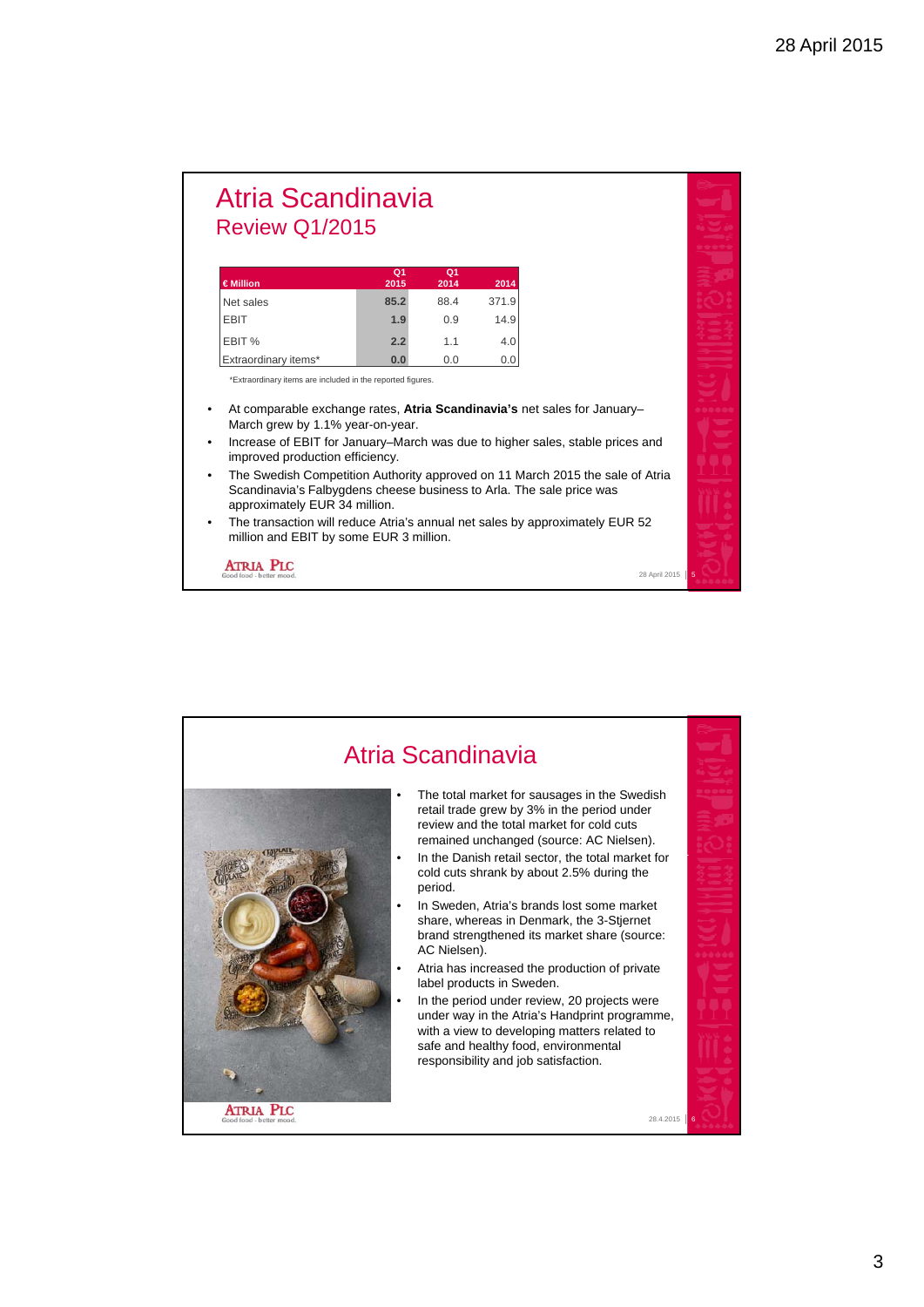# Atria Scandinavia

## Review Q1/2015

| € Million | Q1 2015 | Q1 2014 | 2014 |
|---|---|---|---|
| Net sales | 85.2 | 88.4 | 371.9 |
| EBIT | 1.9 | 0.9 | 14.9 |
| EBIT % | 2.2 | 1.1 | 4.0 |
| Extraordinary items* | 0.0 | 0.0 | 0.0 |

*Extraordinary items are included in the reported figures.

- At comparable exchange rates, **Atria Scandinavia's** net sales for January–March grew by 1.1% year-on-year.
- Increase of EBIT for January–March was due to higher sales, stable prices and improved production efficiency.
- The Swedish Competition Authority approved on 11 March 2015 the sale of Atria Scandinavia's Falbygdens cheese business to Arla. The sale price was approximately EUR 34 million.
- The transaction will reduce Atria's annual net sales by approximately EUR 52 million and EBIT by some EUR 3 million.

# Atria Scandinavia

- The total market for sausages in the Swedish retail trade grew by 3% in the period under review and the total market for cold cuts remained unchanged (source: AC Nielsen).
- In the Danish retail sector, the total market for cold cuts shrank by about 2.5% during the period.
- In Sweden, Atria's brands lost some market share, whereas in Denmark, the 3-Stjernet brand strengthened its market share (source: AC Nielsen).
- Atria has increased the production of private label products in Sweden.
- In the period under review, 20 projects were under way in the Atria's Handprint programme, with a view to developing matters related to safe and healthy food, environmental responsibility and job satisfaction.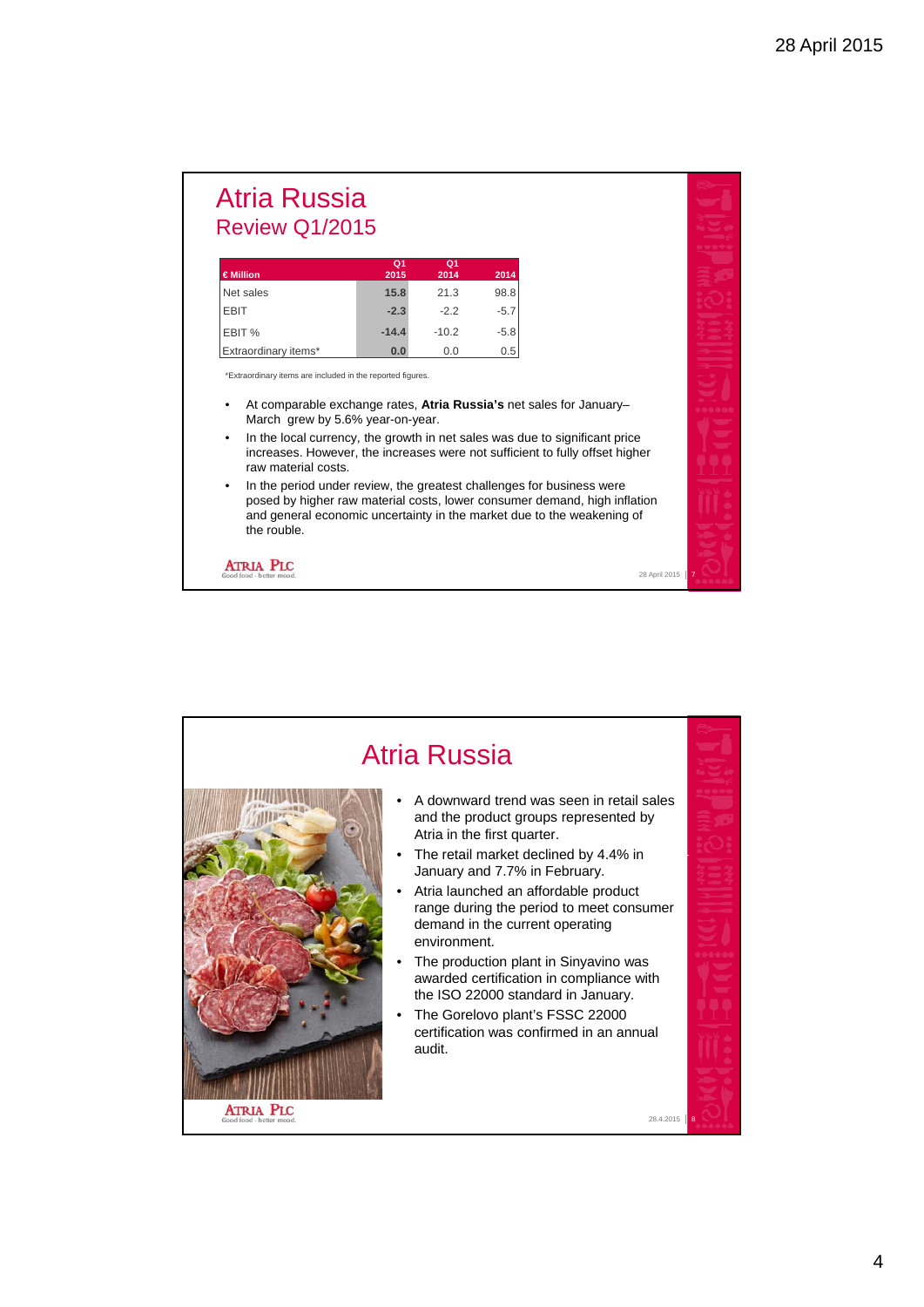# Atria Russia
## Review Q1/2015

| € Million | Q1 2015 | Q1 2014 | 2014 |
|---|---|---|---|
| Net sales | **15.8** | 21.3 | 98.8 |
| EBIT | **-2.3** | -2.2 | -5.7 |
| EBIT % | **-14.4** | -10.2 | -5.8 |
| Extraordinary items* | **0.0** | 0.0 | 0.5 |

*Extraordinary items are included in the reported figures.

- At comparable exchange rates, **Atria Russia's** net sales for January–March grew by 5.6% year-on-year.
- In the local currency, the growth in net sales was due to significant price increases. However, the increases were not sufficient to fully offset higher raw material costs.
- In the period under review, the greatest challenges for business were posed by higher raw material costs, lower consumer demand, high inflation and general economic uncertainty in the market due to the weakening of the rouble.

# Atria Russia

- A downward trend was seen in retail sales and the product groups represented by Atria in the first quarter.
- The retail market declined by 4.4% in January and 7.7% in February.
- Atria launched an affordable product range during the period to meet consumer demand in the current operating environment.
- The production plant in Sinyavino was awarded certification in compliance with the ISO 22000 standard in January.
- The Gorelovo plant's FSSC 22000 certification was confirmed in an annual audit.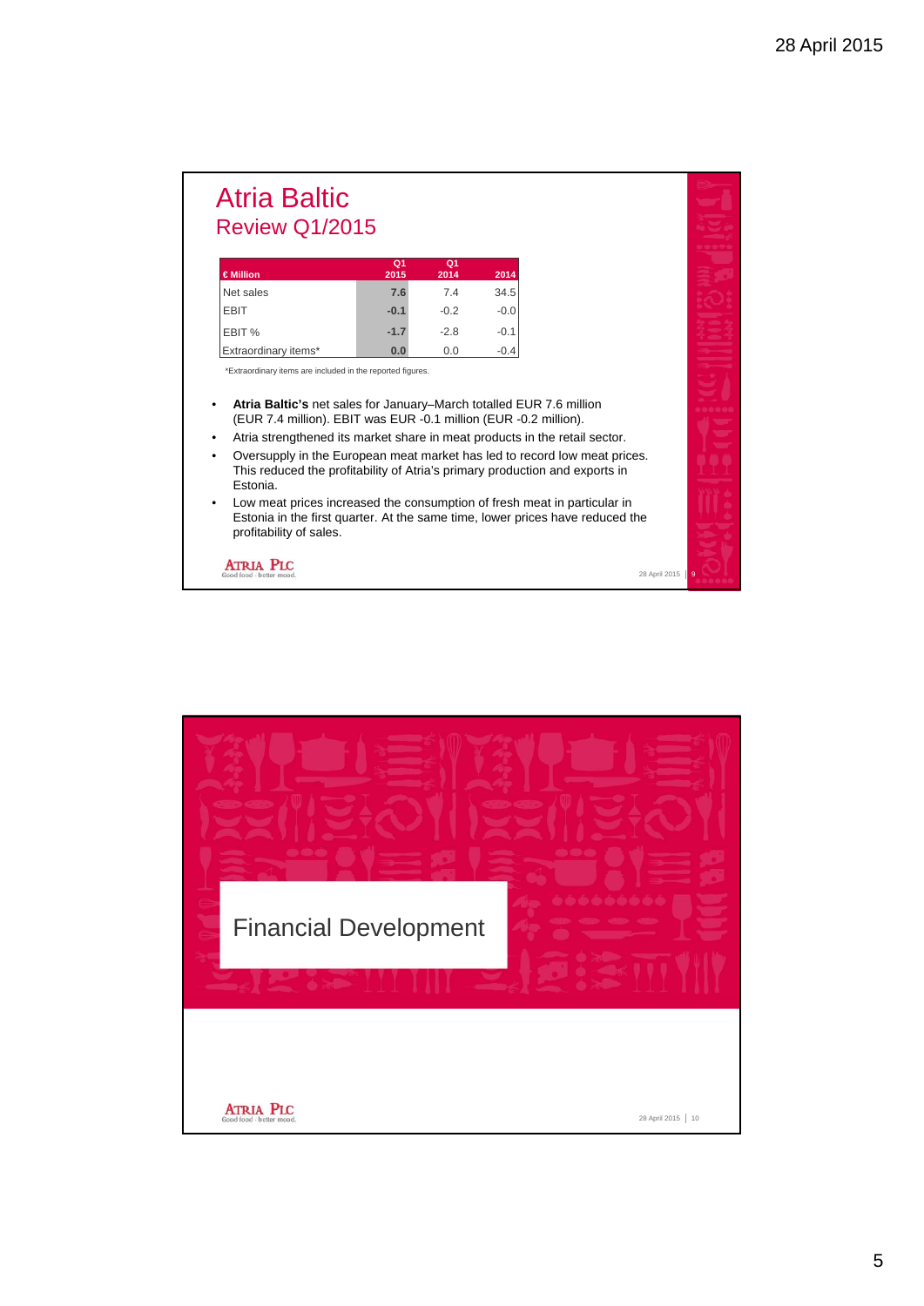# Atria Baltic
## Review Q1/2015

| € Million | Q1 2015 | Q1 2014 | 2014 |
|---|---|---|---|
| Net sales | 7.6 | 7.4 | 34.5 |
| EBIT | -0.1 | -0.2 | -0.0 |
| EBIT % | -1.7 | -2.8 | -0.1 |
| Extraordinary items* | 0.0 | 0.0 | -0.4 |

*Extraordinary items are included in the reported figures.

- **Atria Baltic's** net sales for January–March totalled EUR 7.6 million (EUR 7.4 million). EBIT was EUR -0.1 million (EUR -0.2 million).
- Atria strengthened its market share in meat products in the retail sector.
- Oversupply in the European meat market has led to record low meat prices. This reduced the profitability of Atria's primary production and exports in Estonia.
- Low meat prices increased the consumption of fresh meat in particular in Estonia in the first quarter. At the same time, lower prices have reduced the profitability of sales.

# Financial Development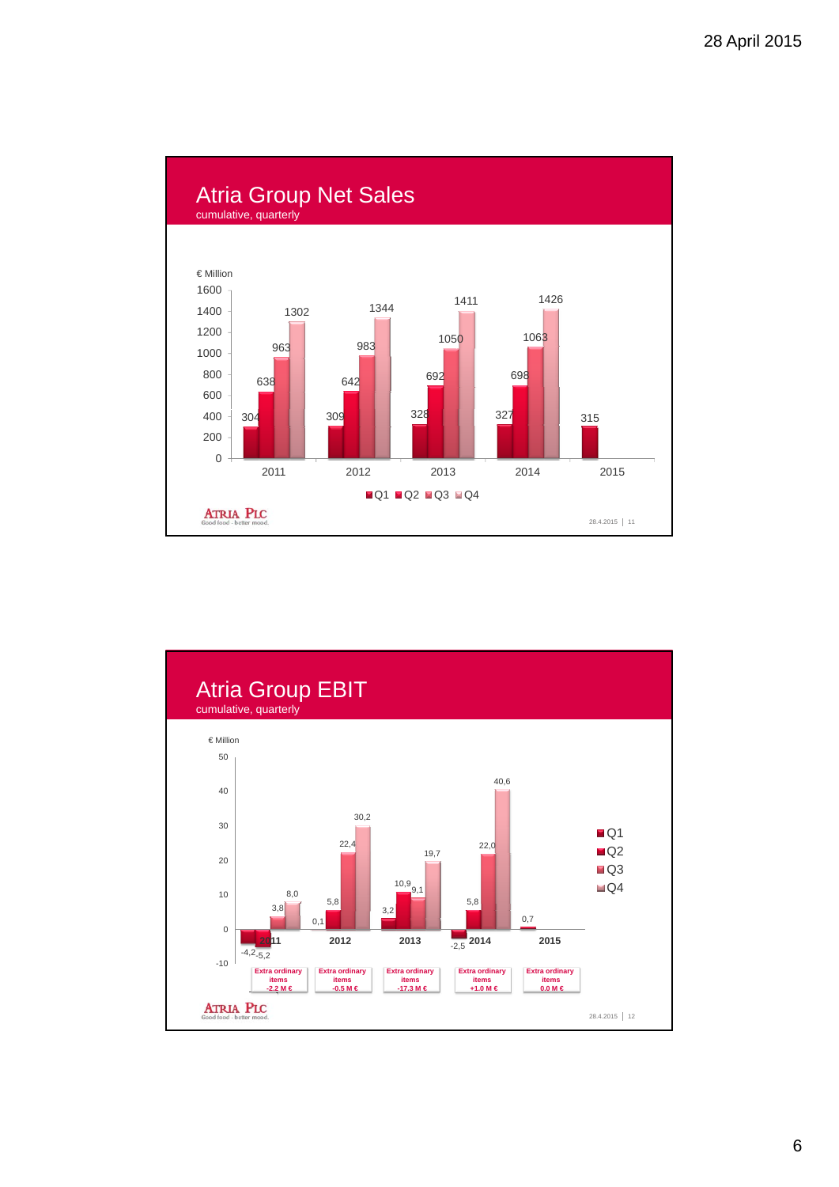## Atria Group Net Sales

cumulative, quarterly

€ Million

| Year | Q1 | Q2 | Q3 | Q4 |
|---|---|---|---|---|
| 2011 | 304 | 638 | 963 | 1302 |
| 2012 | 309 | 642 | 983 | 1344 |
| 2013 | 328 | 692 | 1050 | 1411 |
| 2014 | 327 | 698 | 1063 | 1426 |
| 2015 | 315 | | | |

## Atria Group EBIT

cumulative, quarterly

€ Million

| Year | Q1 | Q2 | Q3 | Q4 | Extra ordinary items |
|---|---|---|---|---|---|
| 2011 | -4,2 | -5,2 | 3,8 | 8,0 | -2.2 M € |
| 2012 | 0,1 | 5,8 | 22,4 | 30,2 | -0.5 M € |
| 2013 | 3,2 | 10,9 | 9,1 | 19,7 | -17.3 M € |
| 2014 | -2,5 | 5,8 | 22,0 | 40,6 | +1.0 M € |
| 2015 | 0,7 | | | | 0.0 M € |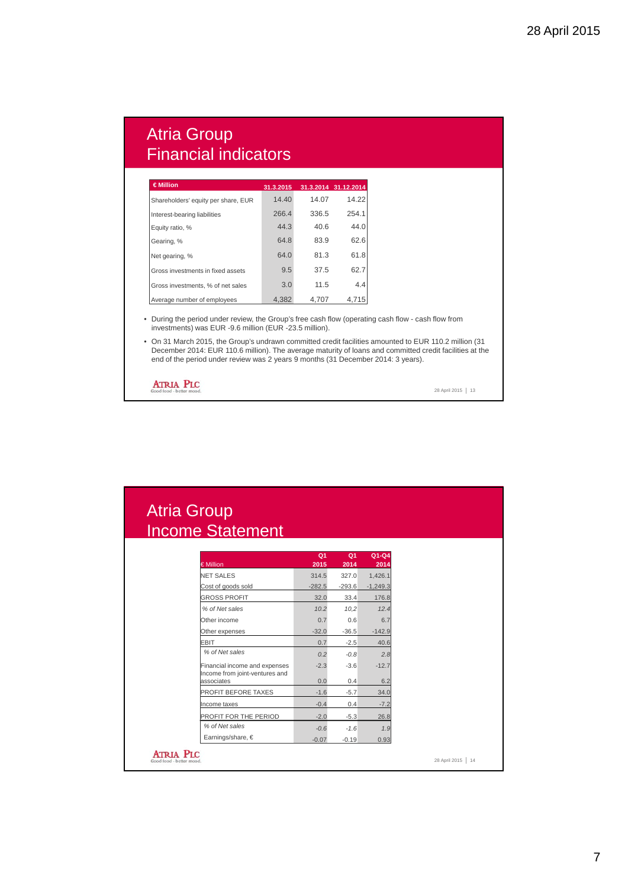# Atria Group
## Financial indicators

| € Million | 31.3.2015 | 31.3.2014 | 31.12.2014 |
|---|---|---|---|
| Shareholders' equity per share, EUR | 14.40 | 14.07 | 14.22 |
| Interest-bearing liabilities | 266.4 | 336.5 | 254.1 |
| Equity ratio, % | 44.3 | 40.6 | 44.0 |
| Gearing, % | 64.8 | 83.9 | 62.6 |
| Net gearing, % | 64.0 | 81.3 | 61.8 |
| Gross investments in fixed assets | 9.5 | 37.5 | 62.7 |
| Gross investments, % of net sales | 3.0 | 11.5 | 4.4 |
| Average number of employees | 4,382 | 4,707 | 4,715 |

- During the period under review, the Group's free cash flow (operating cash flow - cash flow from investments) was EUR -9.6 million (EUR -23.5 million).
- On 31 March 2015, the Group's undrawn committed credit facilities amounted to EUR 110.2 million (31 December 2014: EUR 110.6 million). The average maturity of loans and committed credit facilities at the end of the period under review was 2 years 9 months (31 December 2014: 3 years).

ATRIA PLC
Good food - better mood.

# Atria Group
## Income Statement

| € Million | Q1 2015 | Q1 2014 | Q1-Q4 2014 |
|---|---|---|---|
| NET SALES | 314.5 | 327.0 | 1,426.1 |
| Cost of goods sold | -282.5 | -293.6 | -1,249.3 |
| GROSS PROFIT | 32.0 | 33.4 | 176.8 |
| *% of Net sales* | *10.2* | *10,2* | *12.4* |
| Other income | 0.7 | 0.6 | 6.7 |
| Other expenses | -32.0 | -36.5 | -142.9 |
| EBIT | 0.7 | -2.5 | 40.6 |
| *% of Net sales* | *0.2* | *-0.8* | *2.8* |
| Financial income and expenses | -2.3 | -3.6 | -12.7 |
| Income from joint-ventures and associates | 0.0 | 0.4 | 6.2 |
| PROFIT BEFORE TAXES | -1.6 | -5.7 | 34.0 |
| Income taxes | -0.4 | 0.4 | -7.2 |
| PROFIT FOR THE PERIOD | -2.0 | -5.3 | 26.8 |
| *% of Net sales* | *-0.6* | *-1.6* | *1.9* |
| Earnings/share, € | -0.07 | -0.19 | 0.93 |

ATRIA PLC
Good food - better mood.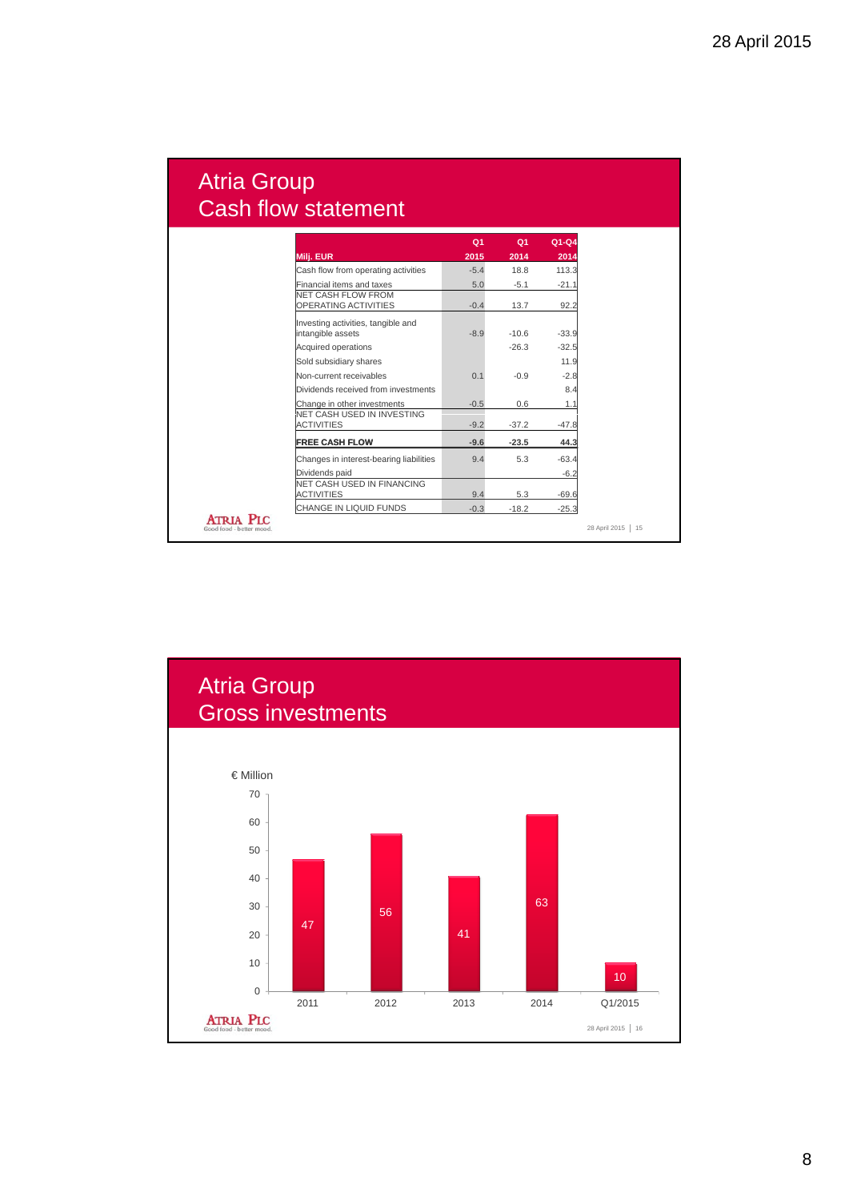# Atria Group
## Cash flow statement

| Milj. EUR | Q1 2015 | Q1 2014 | Q1-Q4 2014 |
|---|---|---|---|
| Cash flow from operating activities | -5.4 | 18.8 | 113.3 |
| Financial items and taxes | 5.0 | -5.1 | -21.1 |
| NET CASH FLOW FROM OPERATING ACTIVITIES | -0.4 | 13.7 | 92.2 |
| Investing activities, tangible and intangible assets | -8.9 | -10.6 | -33.9 |
| Acquired operations | | -26.3 | -32.5 |
| Sold subsidiary shares | | | 11.9 |
| Non-current receivables | 0.1 | -0.9 | -2.8 |
| Dividends received from investments | | | 8.4 |
| Change in other investments | -0.5 | 0.6 | 1.1 |
| NET CASH USED IN INVESTING ACTIVITIES | -9.2 | -37.2 | -47.8 |
| **FREE CASH FLOW** | **-9.6** | **-23.5** | **44.3** |
| Changes in interest-bearing liabilities | 9.4 | 5.3 | -63.4 |
| Dividends paid | | | -6.2 |
| NET CASH USED IN FINANCING ACTIVITIES | 9.4 | 5.3 | -69.6 |
| CHANGE IN LIQUID FUNDS | -0.3 | -18.2 | -25.3 |

# Atria Group
## Gross investments

€ Million

| Period | Gross investments (€ Million) |
|---|---|
| 2011 | 47 |
| 2012 | 56 |
| 2013 | 41 |
| 2014 | 63 |
| Q1/2015 | 10 |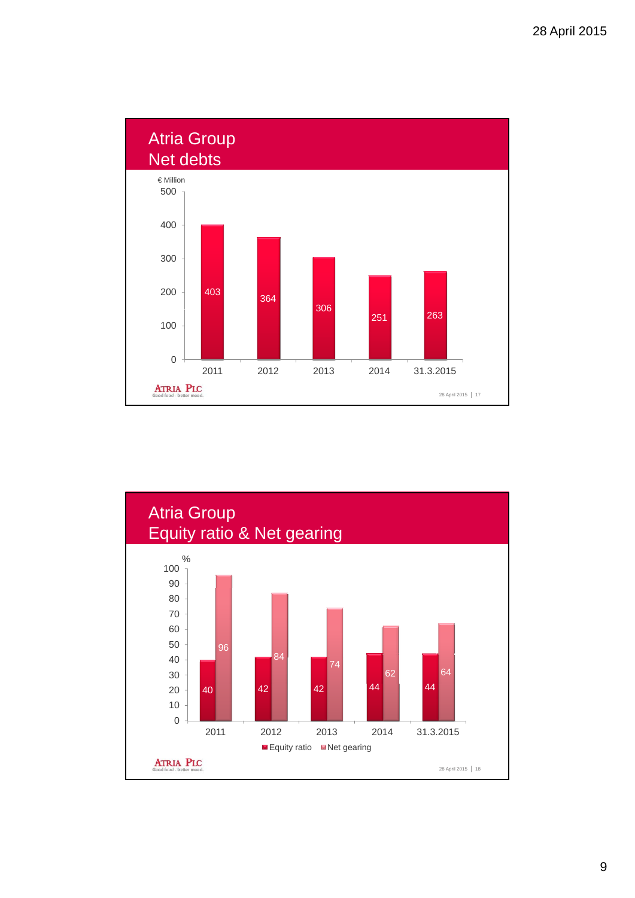## Atria Group
## Net debts

€ Million

| | 2011 | 2012 | 2013 | 2014 | 31.3.2015 |
|---|---|---|---|---|---|
| Net debts | 403 | 364 | 306 | 251 | 263 |

ATRIA PLC
Good food - better mood.

## Atria Group
## Equity ratio & Net gearing

%

| | 2011 | 2012 | 2013 | 2014 | 31.3.2015 |
|---|---|---|---|---|---|
| Equity ratio | 40 | 42 | 42 | 44 | 44 |
| Net gearing | 96 | 84 | 74 | 62 | 64 |

ATRIA PLC
Good food - better mood.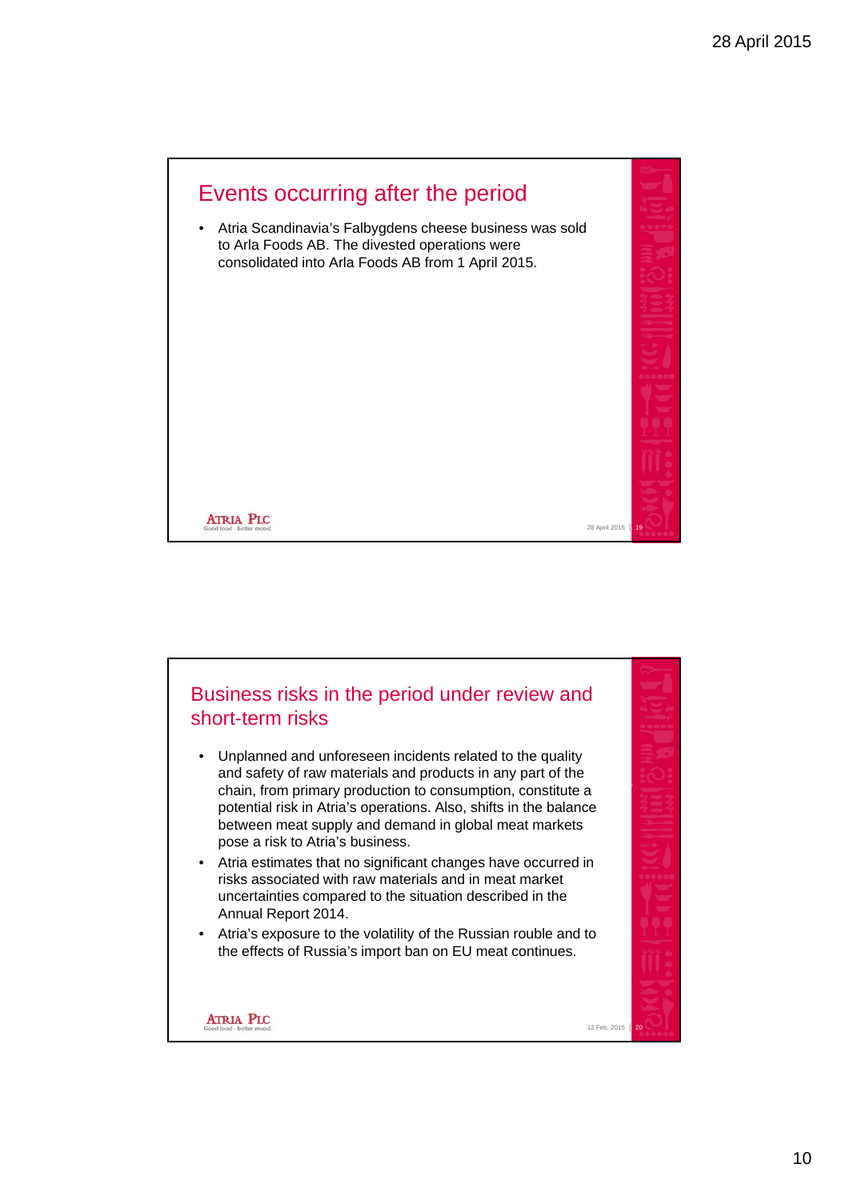## Events occurring after the period

- Atria Scandinavia's Falbygdens cheese business was sold to Arla Foods AB. The divested operations were consolidated into Arla Foods AB from 1 April 2015.

## Business risks in the period under review and short-term risks

- Unplanned and unforeseen incidents related to the quality and safety of raw materials and products in any part of the chain, from primary production to consumption, constitute a potential risk in Atria's operations. Also, shifts in the balance between meat supply and demand in global meat markets pose a risk to Atria's business.
- Atria estimates that no significant changes have occurred in risks associated with raw materials and in meat market uncertainties compared to the situation described in the Annual Report 2014.
- Atria's exposure to the volatility of the Russian rouble and to the effects of Russia's import ban on EU meat continues.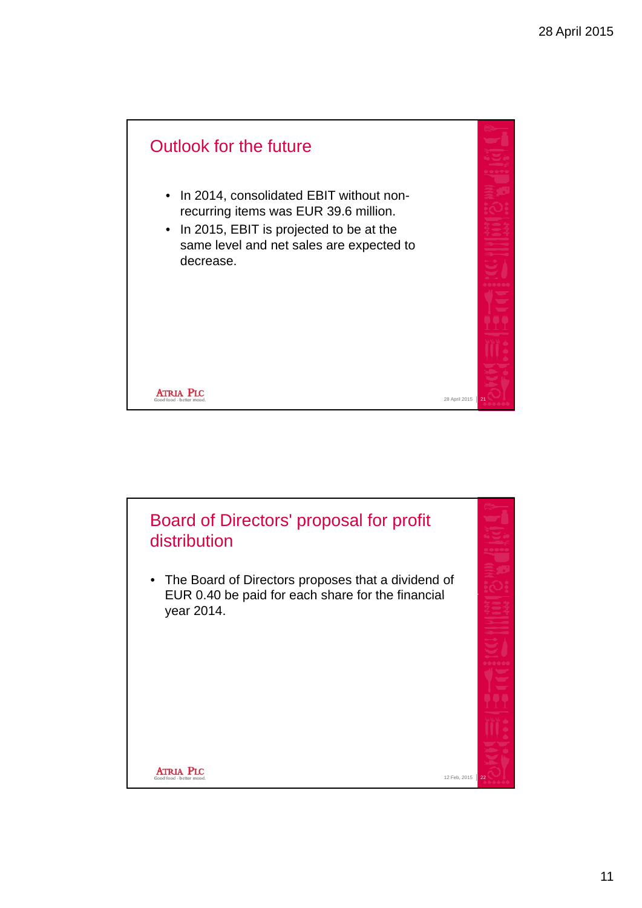## Outlook for the future

- In 2014, consolidated EBIT without non-recurring items was EUR 39.6 million.
- In 2015, EBIT is projected to be at the same level and net sales are expected to decrease.

## Board of Directors' proposal for profit distribution

- The Board of Directors proposes that a dividend of EUR 0.40 be paid for each share for the financial year 2014.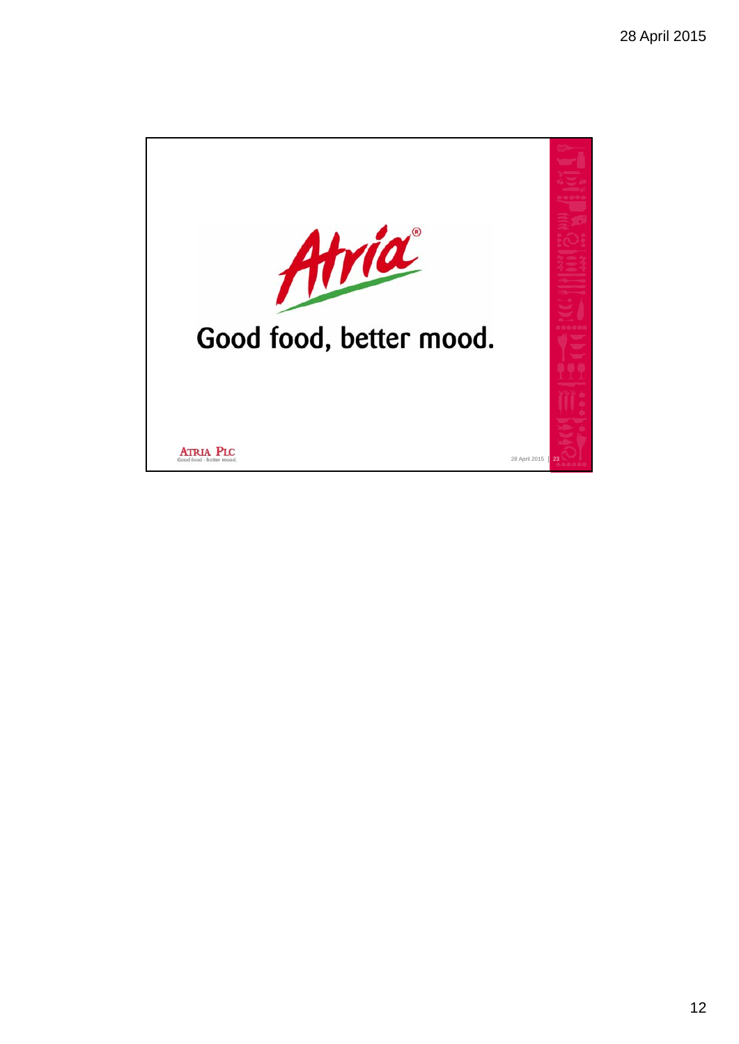Atria®

Good food, better mood.

ATRIA PLC
Good food - better mood.